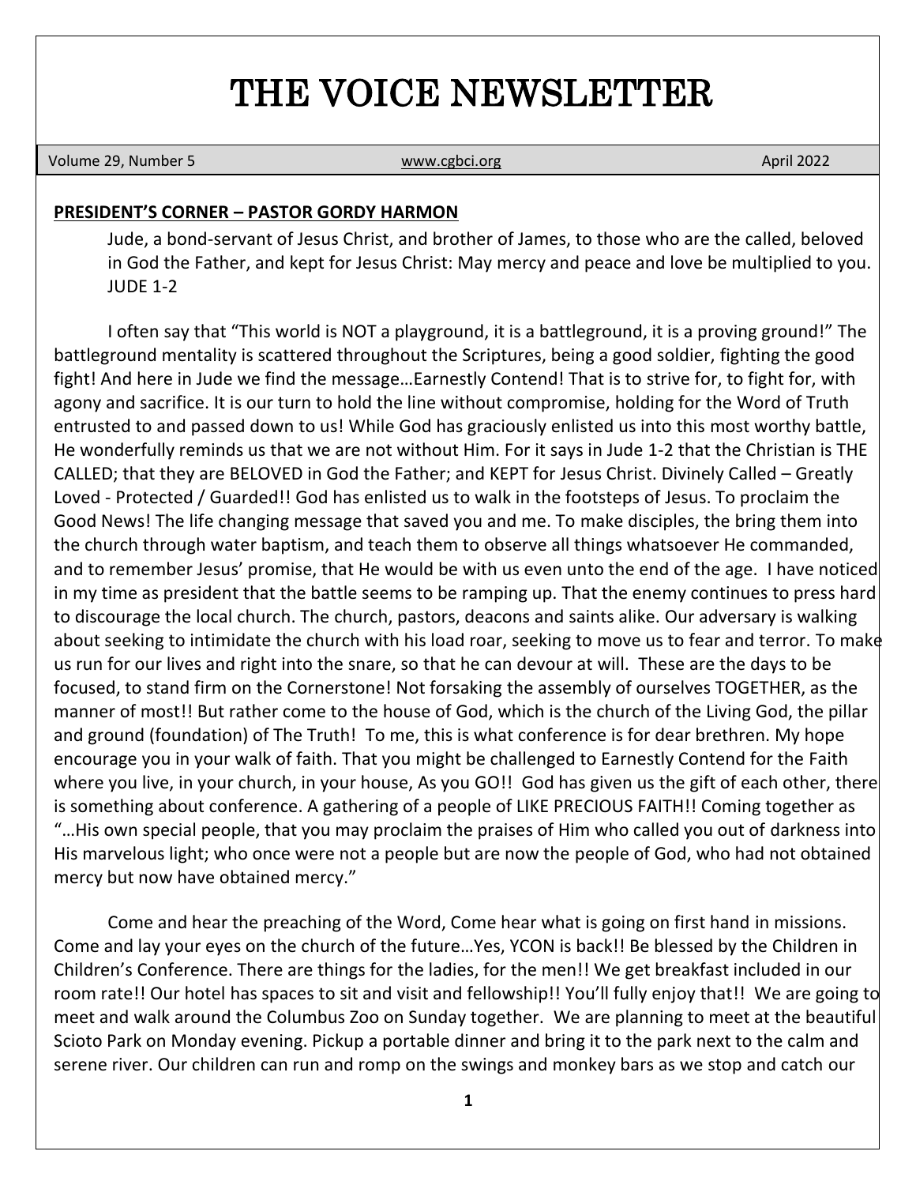# THE VOICE NEWSLETTER

Volume 29, Number 5 | www.cgbci.org | April 2022

**PRESIDENT'S CORNER – PASTOR GORDY HARMON**

> Jude, a bond-servant of Jesus Christ, and brother of James, to those who are the called, beloved in God the Father, and kept for Jesus Christ: May mercy and peace and love be multiplied to you. JUDE 1-2

I often say that "This world is NOT a playground, it is a battleground, it is a proving ground!" The battleground mentality is scattered throughout the Scriptures, being a good soldier, fighting the good fight! And here in Jude we find the message…Earnestly Contend! That is to strive for, to fight for, with agony and sacrifice. It is our turn to hold the line without compromise, holding for the Word of Truth entrusted to and passed down to us! While God has graciously enlisted us into this most worthy battle, He wonderfully reminds us that we are not without Him. For it says in Jude 1-2 that the Christian is THE CALLED; that they are BELOVED in God the Father; and KEPT for Jesus Christ. Divinely Called – Greatly Loved - Protected / Guarded!! God has enlisted us to walk in the footsteps of Jesus. To proclaim the Good News! The life changing message that saved you and me. To make disciples, the bring them into the church through water baptism, and teach them to observe all things whatsoever He commanded, and to remember Jesus' promise, that He would be with us even unto the end of the age. I have noticed in my time as president that the battle seems to be ramping up. That the enemy continues to press hard to discourage the local church. The church, pastors, deacons and saints alike. Our adversary is walking about seeking to intimidate the church with his load roar, seeking to move us to fear and terror. To make us run for our lives and right into the snare, so that he can devour at will. These are the days to be focused, to stand firm on the Cornerstone! Not forsaking the assembly of ourselves TOGETHER, as the manner of most!! But rather come to the house of God, which is the church of the Living God, the pillar and ground (foundation) of The Truth! To me, this is what conference is for dear brethren. My hope encourage you in your walk of faith. That you might be challenged to Earnestly Contend for the Faith where you live, in your church, in your house, As you GO!! God has given us the gift of each other, there is something about conference. A gathering of a people of LIKE PRECIOUS FAITH!! Coming together as "…His own special people, that you may proclaim the praises of Him who called you out of darkness into His marvelous light; who once were not a people but are now the people of God, who had not obtained mercy but now have obtained mercy."

Come and hear the preaching of the Word, Come hear what is going on first hand in missions. Come and lay your eyes on the church of the future…Yes, YCON is back!! Be blessed by the Children in Children's Conference. There are things for the ladies, for the men!! We get breakfast included in our room rate!! Our hotel has spaces to sit and visit and fellowship!! You'll fully enjoy that!! We are going to meet and walk around the Columbus Zoo on Sunday together. We are planning to meet at the beautiful Scioto Park on Monday evening. Pickup a portable dinner and bring it to the park next to the calm and serene river. Our children can run and romp on the swings and monkey bars as we stop and catch our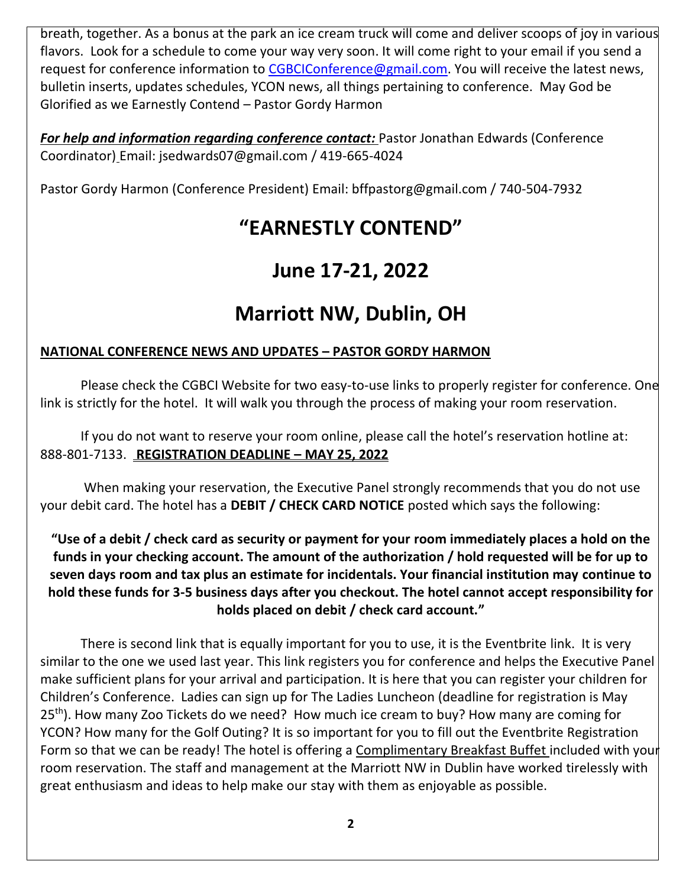breath, together. As a bonus at the park an ice cream truck will come and deliver scoops of joy in various flavors. Look for a schedule to come your way very soon. It will come right to your email if you send a request for conference information to CGBCIConference@gmail.com. You will receive the latest news, bulletin inserts, updates schedules, YCON news, all things pertaining to conference. May God be Glorified as we Earnestly Contend – Pastor Gordy Harmon

***For help and information regarding conference contact:*** Pastor Jonathan Edwards (Conference Coordinator) Email: jsedwards07@gmail.com / 419-665-4024

Pastor Gordy Harmon (Conference President) Email: bffpastorg@gmail.com / 740-504-7932

# "EARNESTLY CONTEND"

# June 17-21, 2022

# Marriott NW, Dublin, OH

**NATIONAL CONFERENCE NEWS AND UPDATES – PASTOR GORDY HARMON**

Please check the CGBCI Website for two easy-to-use links to properly register for conference. One link is strictly for the hotel. It will walk you through the process of making your room reservation.

If you do not want to reserve your room online, please call the hotel's reservation hotline at: 888-801-7133. **REGISTRATION DEADLINE – MAY 25, 2022**

When making your reservation, the Executive Panel strongly recommends that you do not use your debit card. The hotel has a **DEBIT / CHECK CARD NOTICE** posted which says the following:

**"Use of a debit / check card as security or payment for your room immediately places a hold on the funds in your checking account. The amount of the authorization / hold requested will be for up to seven days room and tax plus an estimate for incidentals. Your financial institution may continue to hold these funds for 3-5 business days after you checkout. The hotel cannot accept responsibility for holds placed on debit / check card account."**

There is second link that is equally important for you to use, it is the Eventbrite link. It is very similar to the one we used last year. This link registers you for conference and helps the Executive Panel make sufficient plans for your arrival and participation. It is here that you can register your children for Children's Conference. Ladies can sign up for The Ladies Luncheon (deadline for registration is May 25th). How many Zoo Tickets do we need? How much ice cream to buy? How many are coming for YCON? How many for the Golf Outing? It is so important for you to fill out the Eventbrite Registration Form so that we can be ready! The hotel is offering a Complimentary Breakfast Buffet included with your room reservation. The staff and management at the Marriott NW in Dublin have worked tirelessly with great enthusiasm and ideas to help make our stay with them as enjoyable as possible.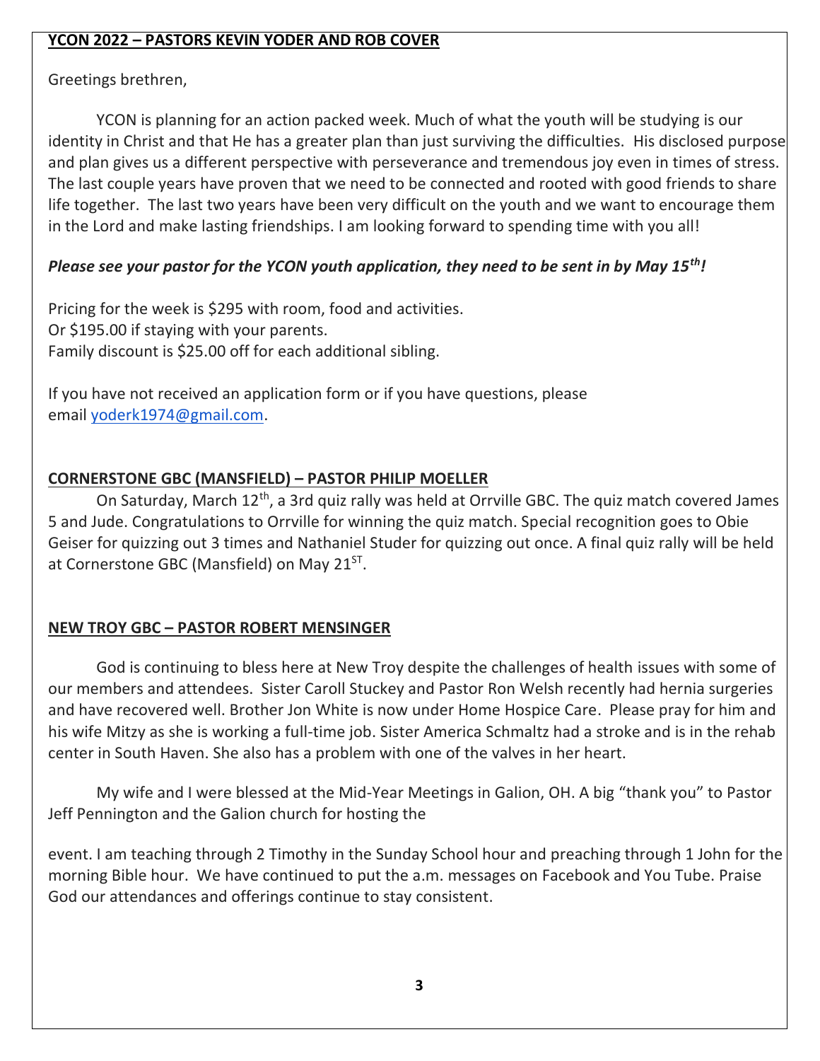**YCON 2022 – PASTORS KEVIN YODER AND ROB COVER**

Greetings brethren,

YCON is planning for an action packed week. Much of what the youth will be studying is our identity in Christ and that He has a greater plan than just surviving the difficulties. His disclosed purpose and plan gives us a different perspective with perseverance and tremendous joy even in times of stress. The last couple years have proven that we need to be connected and rooted with good friends to share life together. The last two years have been very difficult on the youth and we want to encourage them in the Lord and make lasting friendships. I am looking forward to spending time with you all!

***Please see your pastor for the YCON youth application, they need to be sent in by May 15th!***

Pricing for the week is $295 with room, food and activities.
Or $195.00 if staying with your parents.
Family discount is $25.00 off for each additional sibling.

If you have not received an application form or if you have questions, please email yoderk1974@gmail.com.

**CORNERSTONE GBC (MANSFIELD) – PASTOR PHILIP MOELLER**

On Saturday, March 12th, a 3rd quiz rally was held at Orrville GBC. The quiz match covered James 5 and Jude. Congratulations to Orrville for winning the quiz match. Special recognition goes to Obie Geiser for quizzing out 3 times and Nathaniel Studer for quizzing out once. A final quiz rally will be held at Cornerstone GBC (Mansfield) on May 21ST.

**NEW TROY GBC – PASTOR ROBERT MENSINGER**

God is continuing to bless here at New Troy despite the challenges of health issues with some of our members and attendees. Sister Caroll Stuckey and Pastor Ron Welsh recently had hernia surgeries and have recovered well. Brother Jon White is now under Home Hospice Care. Please pray for him and his wife Mitzy as she is working a full-time job. Sister America Schmaltz had a stroke and is in the rehab center in South Haven. She also has a problem with one of the valves in her heart.

My wife and I were blessed at the Mid-Year Meetings in Galion, OH. A big "thank you" to Pastor Jeff Pennington and the Galion church for hosting the event. I am teaching through 2 Timothy in the Sunday School hour and preaching through 1 John for the morning Bible hour. We have continued to put the a.m. messages on Facebook and You Tube. Praise God our attendances and offerings continue to stay consistent.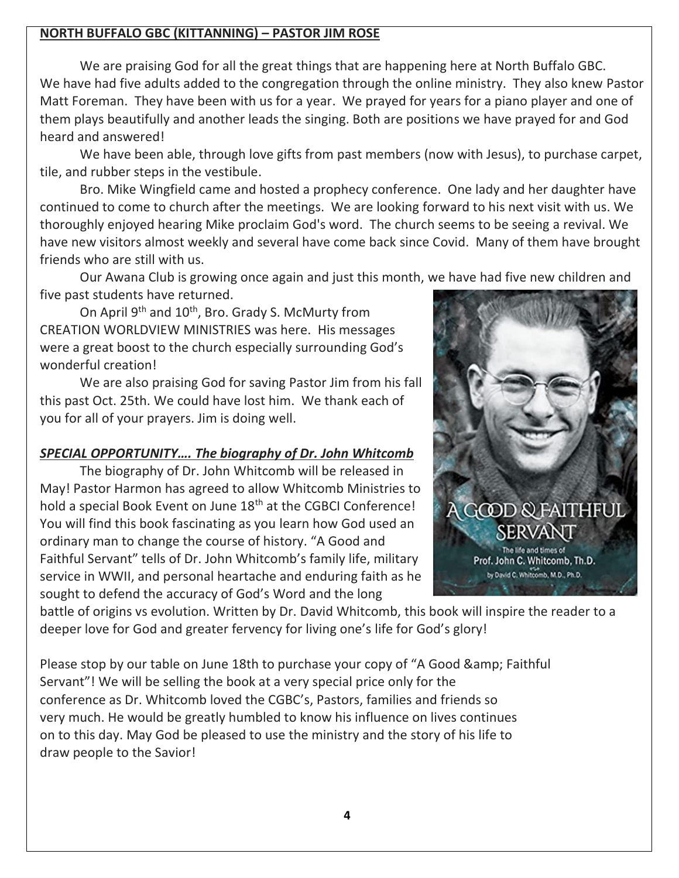**NORTH BUFFALO GBC (KITTANNING) – PASTOR JIM ROSE**

We are praising God for all the great things that are happening here at North Buffalo GBC. We have had five adults added to the congregation through the online ministry. They also knew Pastor Matt Foreman. They have been with us for a year. We prayed for years for a piano player and one of them plays beautifully and another leads the singing. Both are positions we have prayed for and God heard and answered!

We have been able, through love gifts from past members (now with Jesus), to purchase carpet, tile, and rubber steps in the vestibule.

Bro. Mike Wingfield came and hosted a prophecy conference. One lady and her daughter have continued to come to church after the meetings. We are looking forward to his next visit with us. We thoroughly enjoyed hearing Mike proclaim God's word. The church seems to be seeing a revival. We have new visitors almost weekly and several have come back since Covid. Many of them have brought friends who are still with us.

Our Awana Club is growing once again and just this month, we have had five new children and five past students have returned.

On April 9th and 10th, Bro. Grady S. McMurty from CREATION WORLDVIEW MINISTRIES was here. His messages were a great boost to the church especially surrounding God's wonderful creation!

We are also praising God for saving Pastor Jim from his fall this past Oct. 25th. We could have lost him. We thank each of you for all of your prayers. Jim is doing well.

***SPECIAL OPPORTUNITY…. The biography of Dr. John Whitcomb***

The biography of Dr. John Whitcomb will be released in May! Pastor Harmon has agreed to allow Whitcomb Ministries to hold a special Book Event on June 18th at the CGBCI Conference! You will find this book fascinating as you learn how God used an ordinary man to change the course of history. "A Good and Faithful Servant" tells of Dr. John Whitcomb's family life, military service in WWII, and personal heartache and enduring faith as he sought to defend the accuracy of God's Word and the long battle of origins vs evolution. Written by Dr. David Whitcomb, this book will inspire the reader to a deeper love for God and greater fervency for living one's life for God's glory!

Please stop by our table on June 18th to purchase your copy of "A Good &amp; Faithful Servant"! We will be selling the book at a very special price only for the conference as Dr. Whitcomb loved the CGBC's, Pastors, families and friends so very much. He would be greatly humbled to know his influence on lives continues on to this day. May God be pleased to use the ministry and the story of his life to draw people to the Savior!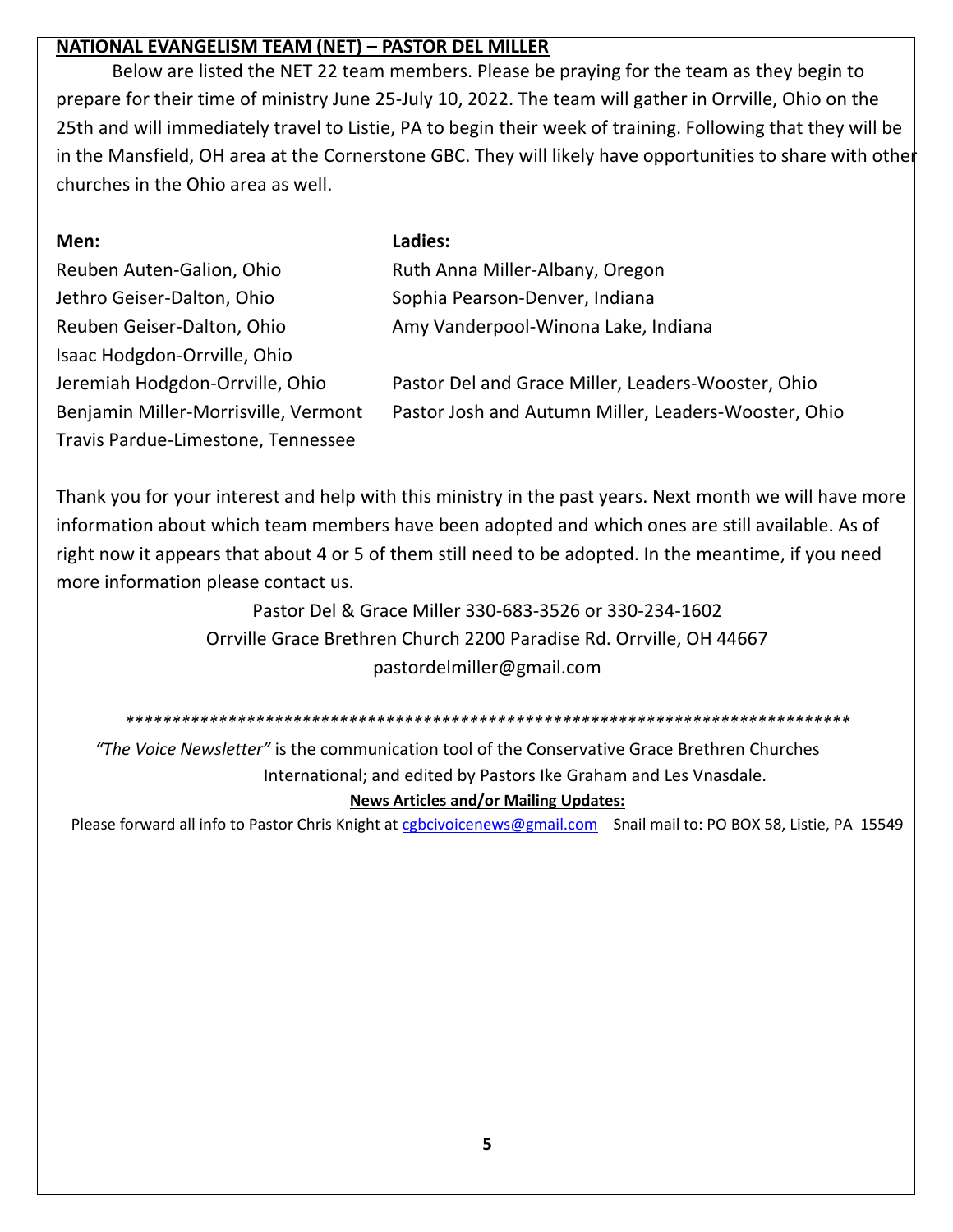**NATIONAL EVANGELISM TEAM (NET) – PASTOR DEL MILLER**

Below are listed the NET 22 team members. Please be praying for the team as they begin to prepare for their time of ministry June 25-July 10, 2022. The team will gather in Orrville, Ohio on the 25th and will immediately travel to Listie, PA to begin their week of training. Following that they will be in the Mansfield, OH area at the Cornerstone GBC. They will likely have opportunities to share with other churches in the Ohio area as well.

**Men:**

Reuben Auten-Galion, Ohio
Jethro Geiser-Dalton, Ohio
Reuben Geiser-Dalton, Ohio
Isaac Hodgdon-Orrville, Ohio
Jeremiah Hodgdon-Orrville, Ohio
Benjamin Miller-Morrisville, Vermont
Travis Pardue-Limestone, Tennessee

**Ladies:**

Ruth Anna Miller-Albany, Oregon
Sophia Pearson-Denver, Indiana
Amy Vanderpool-Winona Lake, Indiana

Pastor Del and Grace Miller, Leaders-Wooster, Ohio
Pastor Josh and Autumn Miller, Leaders-Wooster, Ohio

Thank you for your interest and help with this ministry in the past years. Next month we will have more information about which team members have been adopted and which ones are still available. As of right now it appears that about 4 or 5 of them still need to be adopted. In the meantime, if you need more information please contact us.

Pastor Del & Grace Miller 330-683-3526 or 330-234-1602
Orrville Grace Brethren Church 2200 Paradise Rd. Orrville, OH 44667
pastordelmiller@gmail.com

*******************************************************************************

*"The Voice Newsletter"* is the communication tool of the Conservative Grace Brethren Churches International; and edited by Pastors Ike Graham and Les Vnasdale.

**News Articles and/or Mailing Updates:**

Please forward all info to Pastor Chris Knight at cgbcivoicenews@gmail.com Snail mail to: PO BOX 58, Listie, PA 15549